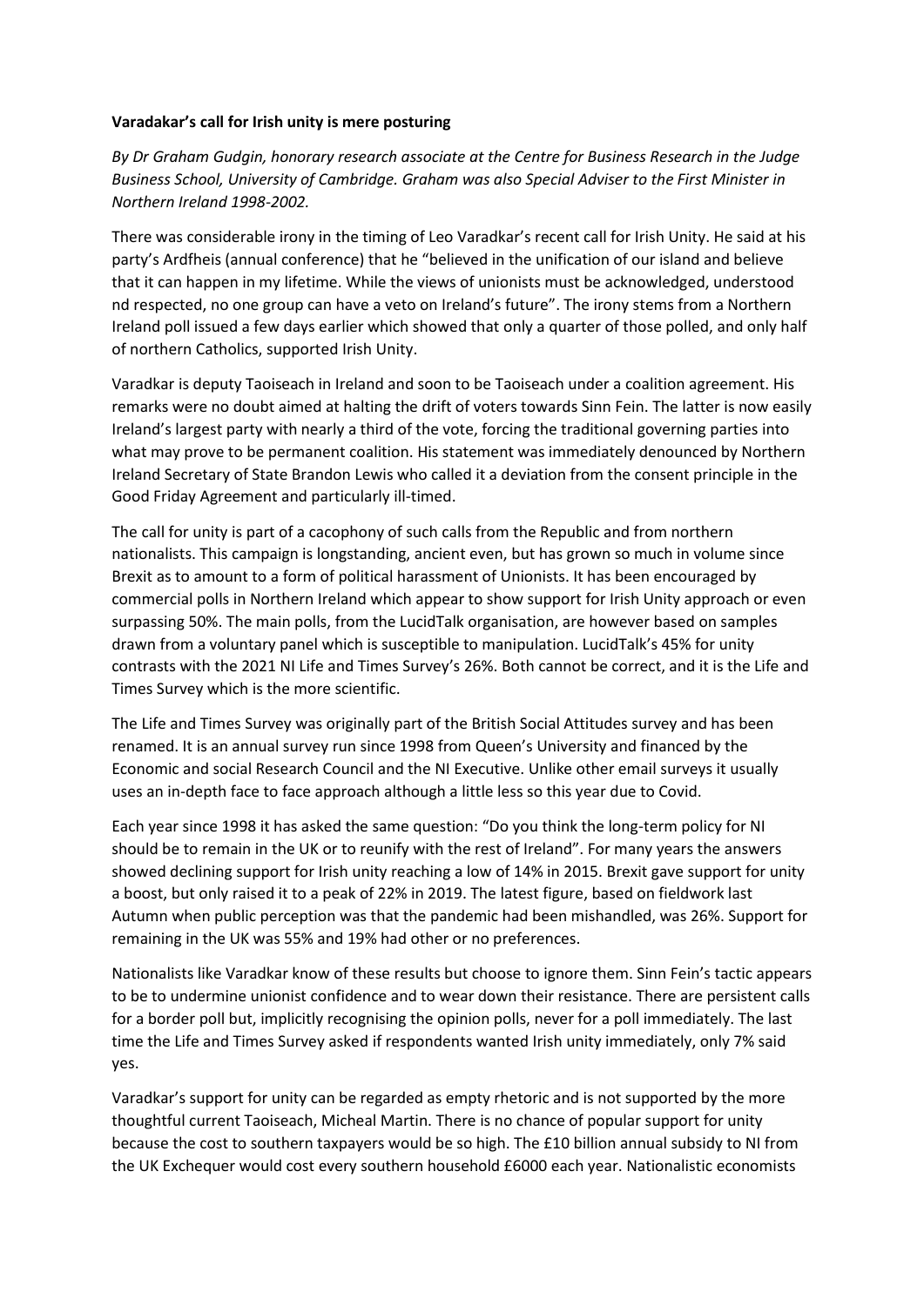**Varadakar's call for Irish unity is mere posturing**

*By Dr Graham Gudgin, honorary research associate at the Centre for Business Research in the Judge Business School, University of Cambridge. Graham was also Special Adviser to the First Minister in Northern Ireland 1998-2002.*

There was considerable irony in the timing of Leo Varadkar's recent call for Irish Unity. He said at his party's Ardfheis (annual conference) that he "believed in the unification of our island and believe that it can happen in my lifetime. While the views of unionists must be acknowledged, understood nd respected, no one group can have a veto on Ireland's future". The irony stems from a Northern Ireland poll issued a few days earlier which showed that only a quarter of those polled, and only half of northern Catholics, supported Irish Unity.

Varadkar is deputy Taoiseach in Ireland and soon to be Taoiseach under a coalition agreement. His remarks were no doubt aimed at halting the drift of voters towards Sinn Fein. The latter is now easily Ireland's largest party with nearly a third of the vote, forcing the traditional governing parties into what may prove to be permanent coalition. His statement was immediately denounced by Northern Ireland Secretary of State Brandon Lewis who called it a deviation from the consent principle in the Good Friday Agreement and particularly ill-timed.

The call for unity is part of a cacophony of such calls from the Republic and from northern nationalists. This campaign is longstanding, ancient even, but has grown so much in volume since Brexit as to amount to a form of political harassment of Unionists. It has been encouraged by commercial polls in Northern Ireland which appear to show support for Irish Unity approach or even surpassing 50%. The main polls, from the LucidTalk organisation, are however based on samples drawn from a voluntary panel which is susceptible to manipulation. LucidTalk's 45% for unity contrasts with the 2021 NI Life and Times Survey's 26%. Both cannot be correct, and it is the Life and Times Survey which is the more scientific.

The Life and Times Survey was originally part of the British Social Attitudes survey and has been renamed. It is an annual survey run since 1998 from Queen's University and financed by the Economic and social Research Council and the NI Executive. Unlike other email surveys it usually uses an in-depth face to face approach although a little less so this year due to Covid.

Each year since 1998 it has asked the same question: "Do you think the long-term policy for NI should be to remain in the UK or to reunify with the rest of Ireland". For many years the answers showed declining support for Irish unity reaching a low of 14% in 2015. Brexit gave support for unity a boost, but only raised it to a peak of 22% in 2019. The latest figure, based on fieldwork last Autumn when public perception was that the pandemic had been mishandled, was 26%. Support for remaining in the UK was 55% and 19% had other or no preferences.

Nationalists like Varadkar know of these results but choose to ignore them. Sinn Fein's tactic appears to be to undermine unionist confidence and to wear down their resistance. There are persistent calls for a border poll but, implicitly recognising the opinion polls, never for a poll immediately. The last time the Life and Times Survey asked if respondents wanted Irish unity immediately, only 7% said yes.

Varadkar's support for unity can be regarded as empty rhetoric and is not supported by the more thoughtful current Taoiseach, Micheal Martin. There is no chance of popular support for unity because the cost to southern taxpayers would be so high. The £10 billion annual subsidy to NI from the UK Exchequer would cost every southern household £6000 each year. Nationalistic economists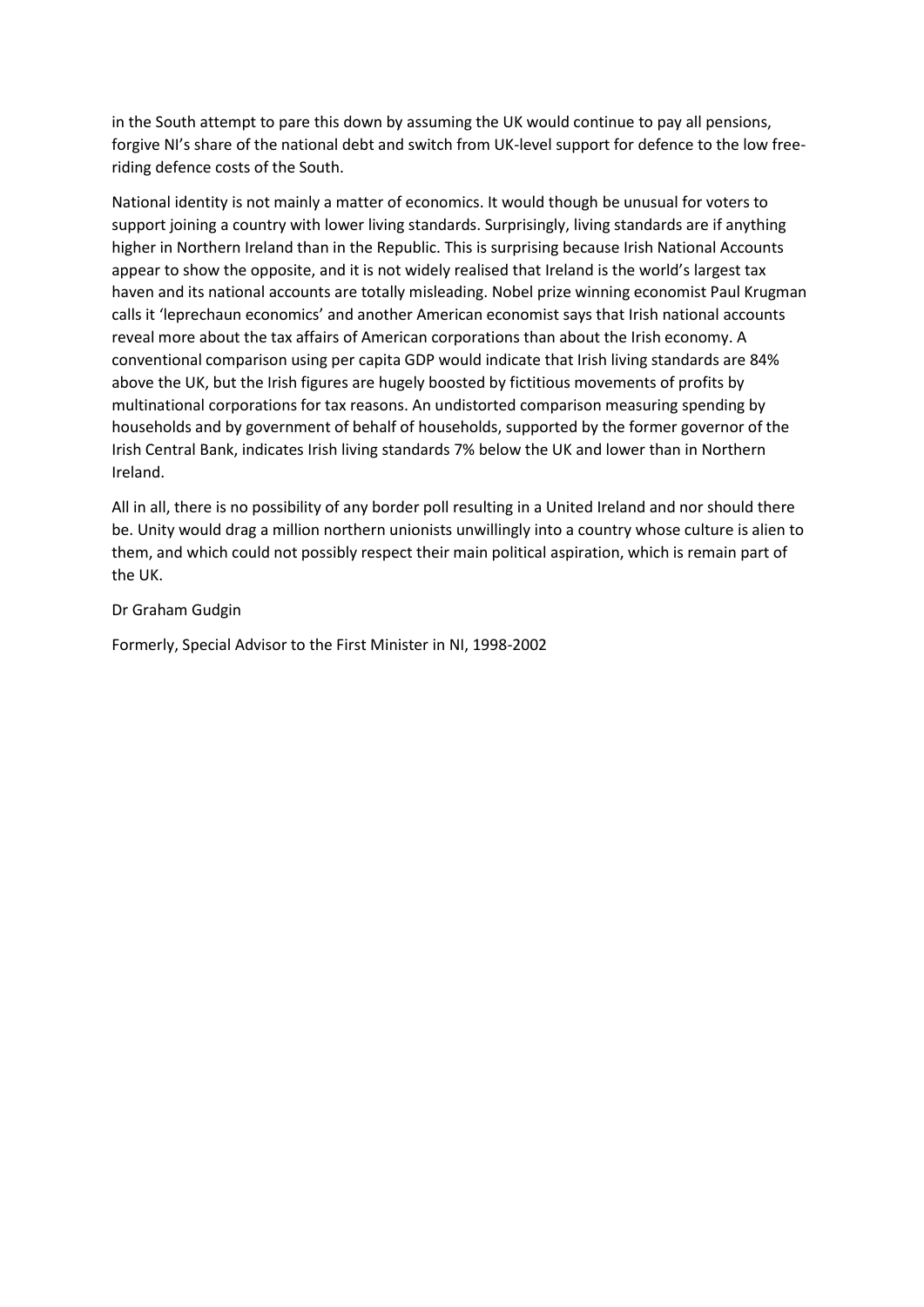in the South attempt to pare this down by assuming the UK would continue to pay all pensions, forgive NI's share of the national debt and switch from UK-level support for defence to the low free-riding defence costs of the South.

National identity is not mainly a matter of economics. It would though be unusual for voters to support joining a country with lower living standards. Surprisingly, living standards are if anything higher in Northern Ireland than in the Republic. This is surprising because Irish National Accounts appear to show the opposite, and it is not widely realised that Ireland is the world's largest tax haven and its national accounts are totally misleading. Nobel prize winning economist Paul Krugman calls it 'leprechaun economics' and another American economist says that Irish national accounts reveal more about the tax affairs of American corporations than about the Irish economy. A conventional comparison using per capita GDP would indicate that Irish living standards are 84% above the UK, but the Irish figures are hugely boosted by fictitious movements of profits by multinational corporations for tax reasons. An undistorted comparison measuring spending by households and by government of behalf of households, supported by the former governor of the Irish Central Bank, indicates Irish living standards 7% below the UK and lower than in Northern Ireland.

All in all, there is no possibility of any border poll resulting in a United Ireland and nor should there be. Unity would drag a million northern unionists unwillingly into a country whose culture is alien to them, and which could not possibly respect their main political aspiration, which is remain part of the UK.

Dr Graham Gudgin

Formerly, Special Advisor to the First Minister in NI, 1998-2002